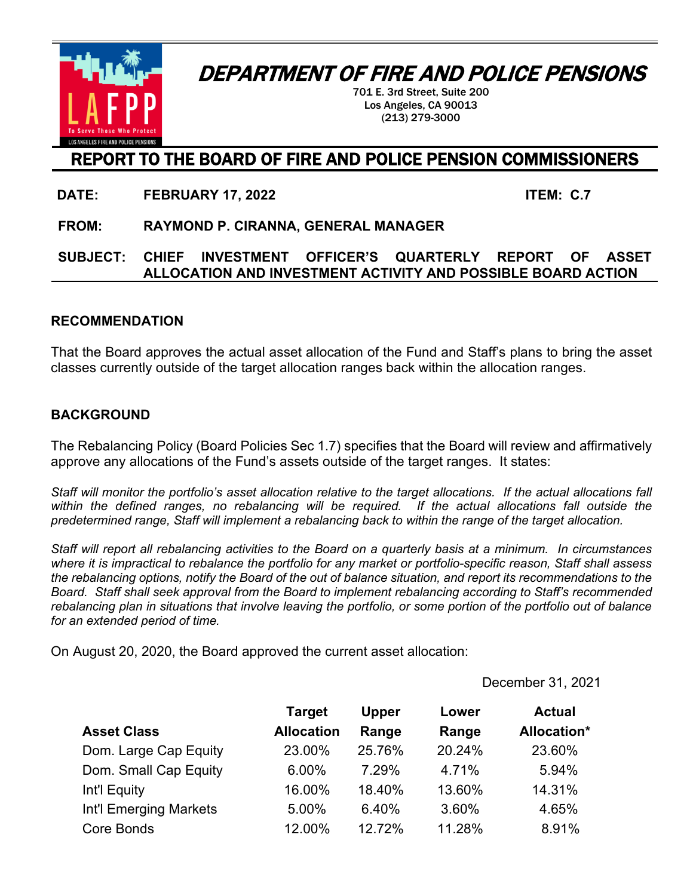# DEPARTMENT OF FIRE AND POLICE PENSIONS

701 E. 3rd Street, Suite 200
Los Angeles, CA 90013
(213) 279-3000

## REPORT TO THE BOARD OF FIRE AND POLICE PENSION COMMISSIONERS

**DATE:** **FEBRUARY 17, 2022** **ITEM: C.7**

**FROM:** **RAYMOND P. CIRANNA, GENERAL MANAGER**

**SUBJECT:** **CHIEF INVESTMENT OFFICER'S QUARTERLY REPORT OF ASSET ALLOCATION AND INVESTMENT ACTIVITY AND POSSIBLE BOARD ACTION**

### RECOMMENDATION

That the Board approves the actual asset allocation of the Fund and Staff's plans to bring the asset classes currently outside of the target allocation ranges back within the allocation ranges.

### BACKGROUND

The Rebalancing Policy (Board Policies Sec 1.7) specifies that the Board will review and affirmatively approve any allocations of the Fund's assets outside of the target ranges. It states:

*Staff will monitor the portfolio's asset allocation relative to the target allocations. If the actual allocations fall within the defined ranges, no rebalancing will be required. If the actual allocations fall outside the predetermined range, Staff will implement a rebalancing back to within the range of the target allocation.*

*Staff will report all rebalancing activities to the Board on a quarterly basis at a minimum. In circumstances where it is impractical to rebalance the portfolio for any market or portfolio-specific reason, Staff shall assess the rebalancing options, notify the Board of the out of balance situation, and report its recommendations to the Board. Staff shall seek approval from the Board to implement rebalancing according to Staff's recommended rebalancing plan in situations that involve leaving the portfolio, or some portion of the portfolio out of balance for an extended period of time.*

On August 20, 2020, the Board approved the current asset allocation:

| | | | | December 31, 2021 |
|---|---|---|---|---|
| **Asset Class** | **Target Allocation** | **Upper Range** | **Lower Range** | **Actual Allocation*** |
| Dom. Large Cap Equity | 23.00% | 25.76% | 20.24% | 23.60% |
| Dom. Small Cap Equity | 6.00% | 7.29% | 4.71% | 5.94% |
| Int'l Equity | 16.00% | 18.40% | 13.60% | 14.31% |
| Int'l Emerging Markets | 5.00% | 6.40% | 3.60% | 4.65% |
| Core Bonds | 12.00% | 12.72% | 11.28% | 8.91% |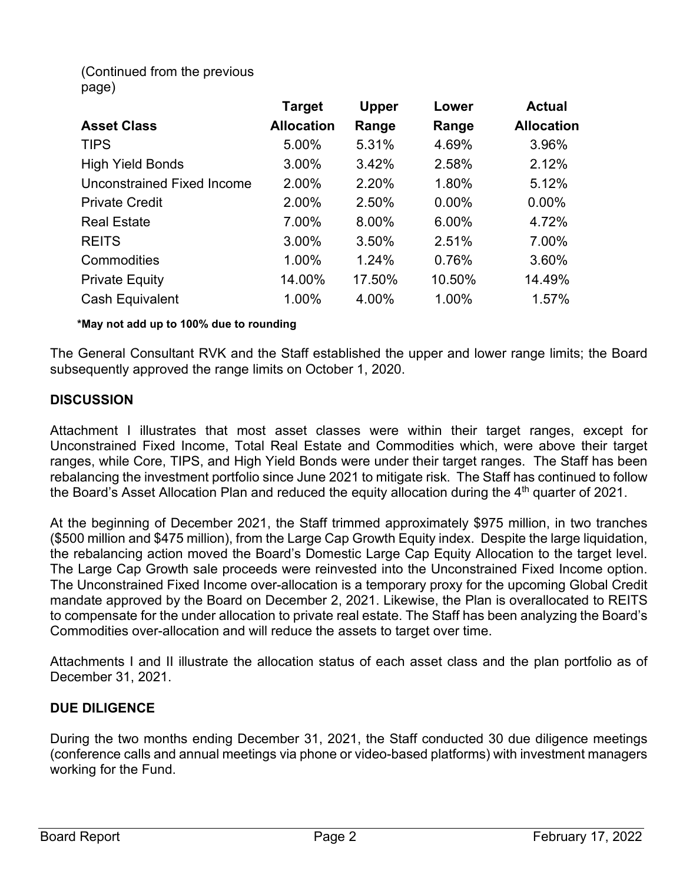(Continued from the previous page)

| Asset Class | Target Allocation | Upper Range | Lower Range | Actual Allocation |
|---|---|---|---|---|
| TIPS | 5.00% | 5.31% | 4.69% | 3.96% |
| High Yield Bonds | 3.00% | 3.42% | 2.58% | 2.12% |
| Unconstrained Fixed Income | 2.00% | 2.20% | 1.80% | 5.12% |
| Private Credit | 2.00% | 2.50% | 0.00% | 0.00% |
| Real Estate | 7.00% | 8.00% | 6.00% | 4.72% |
| REITS | 3.00% | 3.50% | 2.51% | 7.00% |
| Commodities | 1.00% | 1.24% | 0.76% | 3.60% |
| Private Equity | 14.00% | 17.50% | 10.50% | 14.49% |
| Cash Equivalent | 1.00% | 4.00% | 1.00% | 1.57% |

**\*May not add up to 100% due to rounding**

The General Consultant RVK and the Staff established the upper and lower range limits; the Board subsequently approved the range limits on October 1, 2020.

## DISCUSSION

Attachment I illustrates that most asset classes were within their target ranges, except for Unconstrained Fixed Income, Total Real Estate and Commodities which, were above their target ranges, while Core, TIPS, and High Yield Bonds were under their target ranges. The Staff has been rebalancing the investment portfolio since June 2021 to mitigate risk. The Staff has continued to follow the Board's Asset Allocation Plan and reduced the equity allocation during the 4th quarter of 2021.

At the beginning of December 2021, the Staff trimmed approximately $975 million, in two tranches ($500 million and $475 million), from the Large Cap Growth Equity index. Despite the large liquidation, the rebalancing action moved the Board's Domestic Large Cap Equity Allocation to the target level. The Large Cap Growth sale proceeds were reinvested into the Unconstrained Fixed Income option. The Unconstrained Fixed Income over-allocation is a temporary proxy for the upcoming Global Credit mandate approved by the Board on December 2, 2021. Likewise, the Plan is overallocated to REITS to compensate for the under allocation to private real estate. The Staff has been analyzing the Board's Commodities over-allocation and will reduce the assets to target over time.

Attachments I and II illustrate the allocation status of each asset class and the plan portfolio as of December 31, 2021.

## DUE DILIGENCE

During the two months ending December 31, 2021, the Staff conducted 30 due diligence meetings (conference calls and annual meetings via phone or video-based platforms) with investment managers working for the Fund.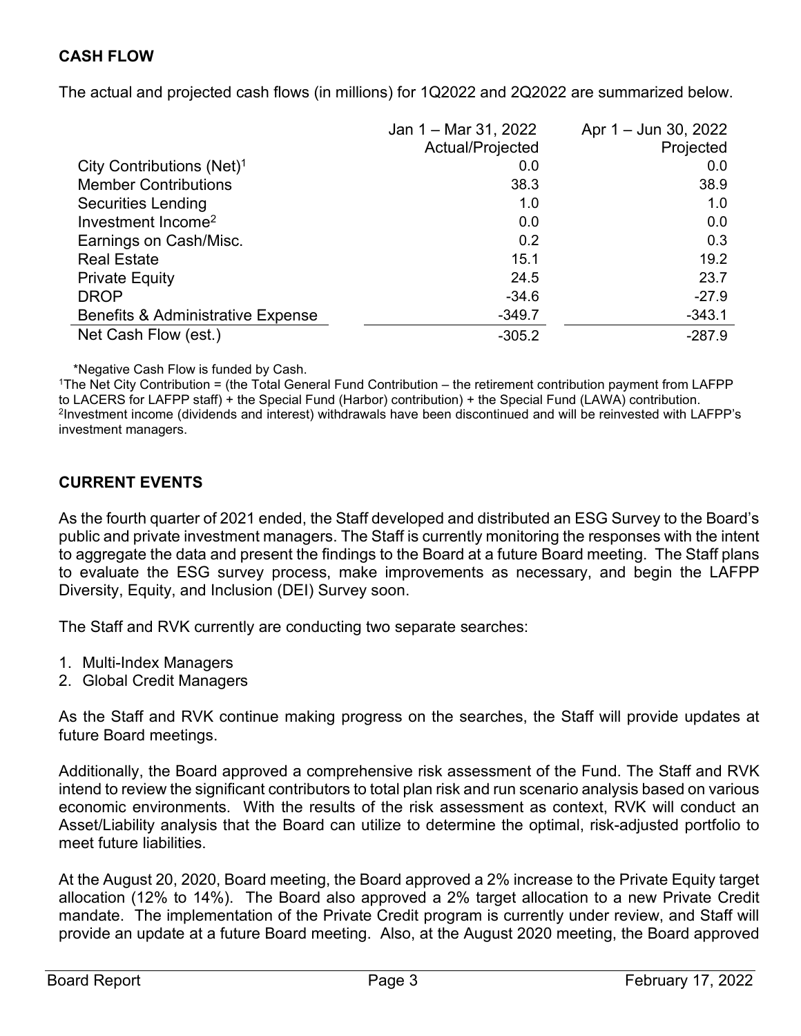## CASH FLOW

The actual and projected cash flows (in millions) for 1Q2022 and 2Q2022 are summarized below.

| | Jan 1 – Mar 31, 2022 Actual/Projected | Apr 1 – Jun 30, 2022 Projected |
|---|---|---|
| City Contributions (Net)[1] | 0.0 | 0.0 |
| Member Contributions | 38.3 | 38.9 |
| Securities Lending | 1.0 | 1.0 |
| Investment Income[2] | 0.0 | 0.0 |
| Earnings on Cash/Misc. | 0.2 | 0.3 |
| Real Estate | 15.1 | 19.2 |
| Private Equity | 24.5 | 23.7 |
| DROP | -34.6 | -27.9 |
| Benefits & Administrative Expense | -349.7 | -343.1 |
| Net Cash Flow (est.) | -305.2 | -287.9 |

*Negative Cash Flow is funded by Cash.

[1]The Net City Contribution = (the Total General Fund Contribution – the retirement contribution payment from LAFPP to LACERS for LAFPP staff) + the Special Fund (Harbor) contribution) + the Special Fund (LAWA) contribution.

[2]Investment income (dividends and interest) withdrawals have been discontinued and will be reinvested with LAFPP's investment managers.

## CURRENT EVENTS

As the fourth quarter of 2021 ended, the Staff developed and distributed an ESG Survey to the Board's public and private investment managers. The Staff is currently monitoring the responses with the intent to aggregate the data and present the findings to the Board at a future Board meeting. The Staff plans to evaluate the ESG survey process, make improvements as necessary, and begin the LAFPP Diversity, Equity, and Inclusion (DEI) Survey soon.

The Staff and RVK currently are conducting two separate searches:

1. Multi-Index Managers
2. Global Credit Managers

As the Staff and RVK continue making progress on the searches, the Staff will provide updates at future Board meetings.

Additionally, the Board approved a comprehensive risk assessment of the Fund. The Staff and RVK intend to review the significant contributors to total plan risk and run scenario analysis based on various economic environments. With the results of the risk assessment as context, RVK will conduct an Asset/Liability analysis that the Board can utilize to determine the optimal, risk-adjusted portfolio to meet future liabilities.

At the August 20, 2020, Board meeting, the Board approved a 2% increase to the Private Equity target allocation (12% to 14%). The Board also approved a 2% target allocation to a new Private Credit mandate. The implementation of the Private Credit program is currently under review, and Staff will provide an update at a future Board meeting. Also, at the August 2020 meeting, the Board approved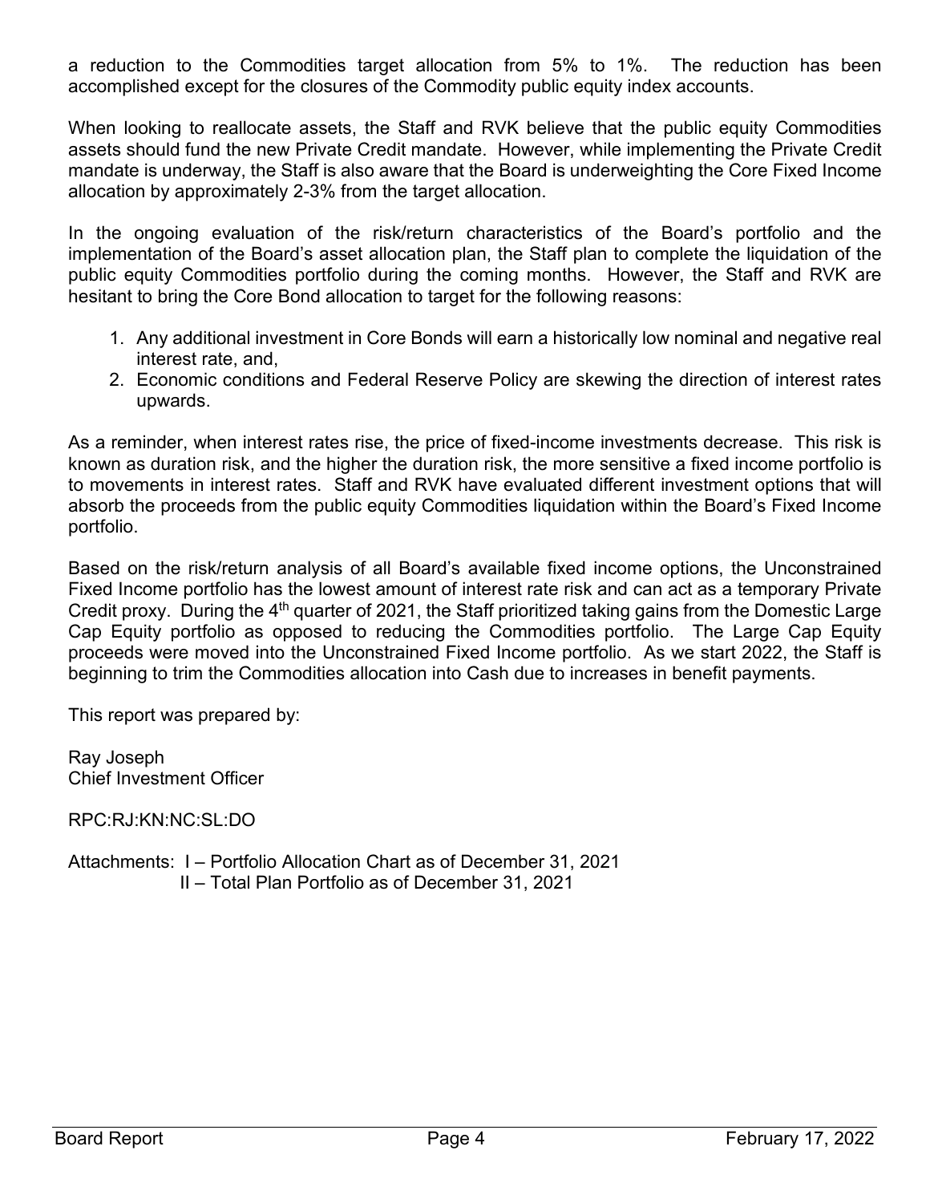a reduction to the Commodities target allocation from 5% to 1%. The reduction has been accomplished except for the closures of the Commodity public equity index accounts.

When looking to reallocate assets, the Staff and RVK believe that the public equity Commodities assets should fund the new Private Credit mandate. However, while implementing the Private Credit mandate is underway, the Staff is also aware that the Board is underweighting the Core Fixed Income allocation by approximately 2-3% from the target allocation.

In the ongoing evaluation of the risk/return characteristics of the Board's portfolio and the implementation of the Board's asset allocation plan, the Staff plan to complete the liquidation of the public equity Commodities portfolio during the coming months. However, the Staff and RVK are hesitant to bring the Core Bond allocation to target for the following reasons:

1. Any additional investment in Core Bonds will earn a historically low nominal and negative real interest rate, and,
2. Economic conditions and Federal Reserve Policy are skewing the direction of interest rates upwards.

As a reminder, when interest rates rise, the price of fixed-income investments decrease. This risk is known as duration risk, and the higher the duration risk, the more sensitive a fixed income portfolio is to movements in interest rates. Staff and RVK have evaluated different investment options that will absorb the proceeds from the public equity Commodities liquidation within the Board's Fixed Income portfolio.

Based on the risk/return analysis of all Board's available fixed income options, the Unconstrained Fixed Income portfolio has the lowest amount of interest rate risk and can act as a temporary Private Credit proxy. During the 4th quarter of 2021, the Staff prioritized taking gains from the Domestic Large Cap Equity portfolio as opposed to reducing the Commodities portfolio. The Large Cap Equity proceeds were moved into the Unconstrained Fixed Income portfolio. As we start 2022, the Staff is beginning to trim the Commodities allocation into Cash due to increases in benefit payments.

This report was prepared by:

Ray Joseph
Chief Investment Officer

RPC:RJ:KN:NC:SL:DO

Attachments: I – Portfolio Allocation Chart as of December 31, 2021
II – Total Plan Portfolio as of December 31, 2021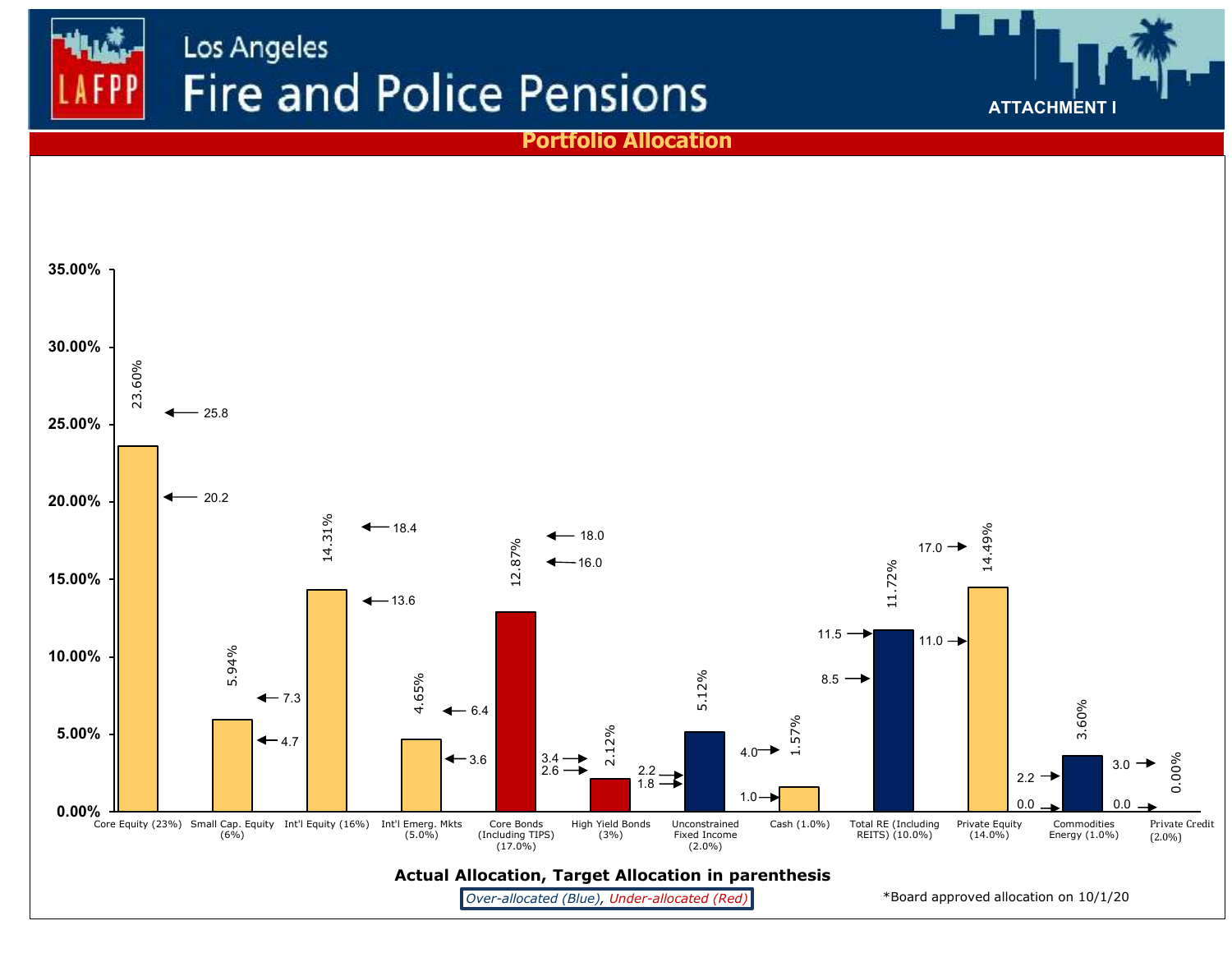# Los Angeles Fire and Police Pensions

ATTACHMENT I

## Portfolio Allocation

| Asset Class (Target Allocation) | Actual Allocation | Range Low | Range High |
|---|---|---|---|
| Core Equity (23%) | 23.60% | 20.2 | 25.8 |
| Small Cap. Equity (6%) | 5.94% | 4.7 | 7.3 |
| Int'l Equity (16%) | 14.31% | 13.6 | 18.4 |
| Int'l Emerg. Mkts (5.0%) | 4.65% | 3.6 | 6.4 |
| Core Bonds (Including TIPS) (17.0%) | 12.87% | 16.0 | 18.0 |
| High Yield Bonds (3%) | 2.12% | 2.6 | 3.4 |
| Unconstrained Fixed Income (2.0%) | 5.12% | 1.8 | 2.2 |
| Cash (1.0%) | 1.57% | 1.0 | 4.0 |
| Total RE (Including REITS) (10.0%) | 11.72% | 8.5 | 11.5 |
| Private Equity (14.0%) | 14.49% | 11.0 | 17.0 |
| Commodities Energy (1.0%) | 3.60% | 0.0 | 2.2 |
| Private Credit (2.0%) | 0.00% | 0.0 | 3.0 |

**Actual Allocation, Target Allocation in parenthesis**

*Over-allocated (Blue), Under-allocated (Red)*

*Board approved allocation on 10/1/20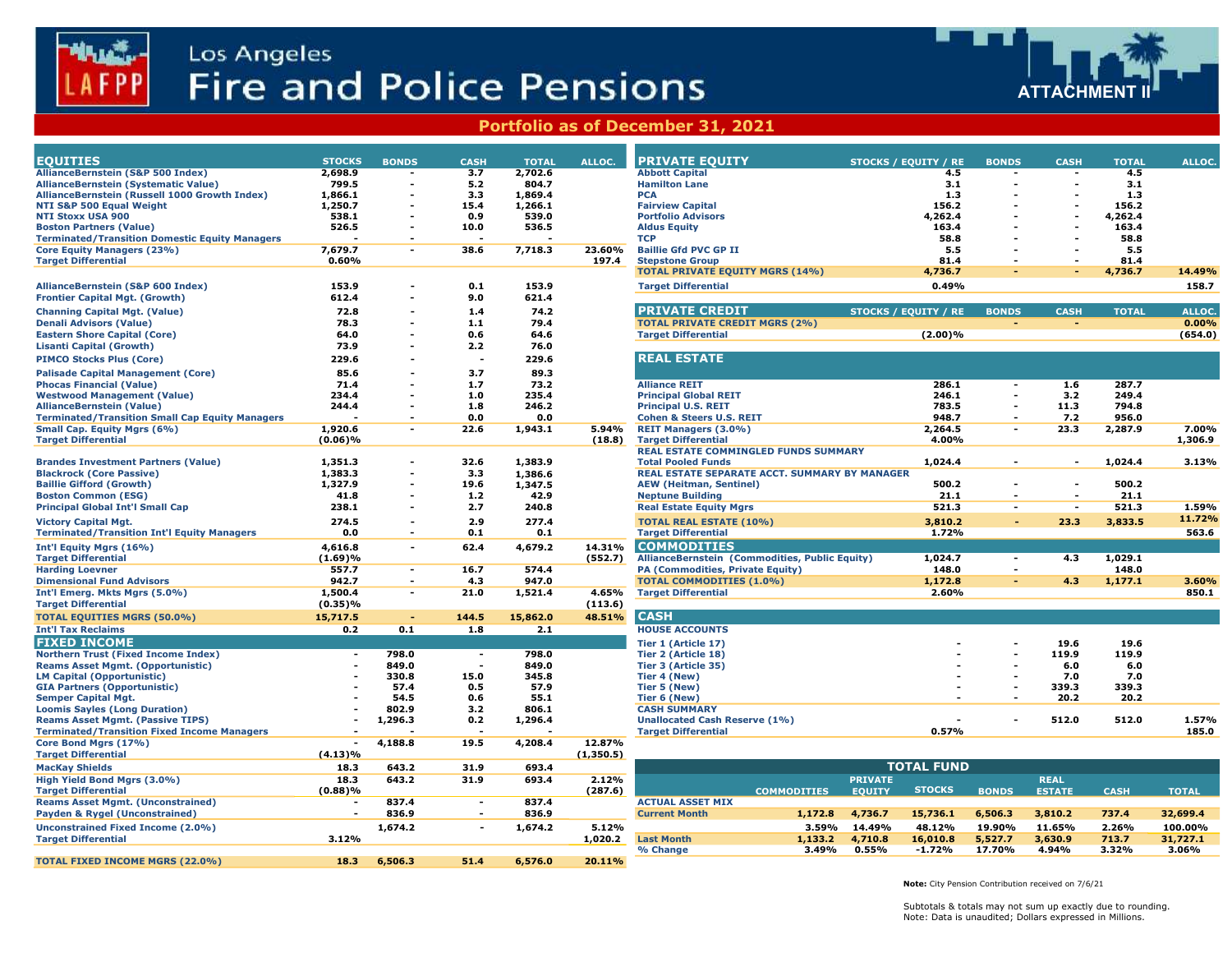# Los Angeles Fire and Police Pensions

ATTACHMENT II

## Portfolio as of December 31, 2021

| EQUITIES | STOCKS | BONDS | CASH | TOTAL | ALLOC. |
|---|---|---|---|---|---|
| AllianceBernstein (S&P 500 Index) | 2,698.9 | - | 3.7 | 2,702.6 | |
| AllianceBernstein (Systematic Value) | 799.5 | - | 5.2 | 804.7 | |
| AllianceBernstein (Russell 1000 Growth Index) | 1,866.1 | - | 3.3 | 1,869.4 | |
| NTI S&P 500 Equal Weight | 1,250.7 | - | 15.4 | 1,266.1 | |
| NTI Stoxx USA 900 | 538.1 | - | 0.9 | 539.0 | |
| Boston Partners (Value) | 526.5 | - | 10.0 | 536.5 | |
| Terminated/Transition Domestic Equity Managers | - | - | - | - | |
| Core Equity Managers (23%) | 7,679.7 | - | 38.6 | 7,718.3 | 23.60% |
| Target Differential | 0.60% | | | | 197.4 |
| AllianceBernstein (S&P 600 Index) | 153.9 | - | 0.1 | 153.9 | |
| Frontier Capital Mgt. (Growth) | 612.4 | - | 9.0 | 621.4 | |
| Channing Capital Mgt. (Value) | 72.8 | - | 1.4 | 74.2 | |
| Denali Advisors (Value) | 78.3 | - | 1.1 | 79.4 | |
| Eastern Shore Capital (Core) | 64.0 | - | 0.6 | 64.6 | |
| Lisanti Capital (Growth) | 73.9 | - | 2.2 | 76.0 | |
| PIMCO Stocks Plus (Core) | 229.6 | - | - | 229.6 | |
| Palisade Capital Management (Core) | 85.6 | - | 3.7 | 89.3 | |
| Phocas Financial (Value) | 71.4 | - | 1.7 | 73.2 | |
| Westwood Management (Value) | 234.4 | - | 1.0 | 235.4 | |
| AllianceBernstein (Value) | 244.4 | - | 1.8 | 246.2 | |
| Terminated/Transition Small Cap Equity Managers | - | - | 0.0 | 0.0 | |
| Small Cap. Equity Mgrs (6%) | 1,920.6 | - | 22.6 | 1,943.1 | 5.94% |
| Target Differential | (0.06)% | | | | (18.8) |
| Brandes Investment Partners (Value) | 1,351.3 | - | 32.6 | 1,383.9 | |
| Blackrock (Core Passive) | 1,383.3 | - | 3.3 | 1,386.6 | |
| Baillie Gifford (Growth) | 1,327.9 | - | 19.6 | 1,347.5 | |
| Boston Common (ESG) | 41.8 | - | 1.2 | 42.9 | |
| Principal Global Int'l Small Cap | 238.1 | - | 2.7 | 240.8 | |
| Victory Capital Mgt. | 274.5 | - | 2.9 | 277.4 | |
| Terminated/Transition Int'l Equity Managers | 0.0 | - | 0.1 | 0.1 | |
| Int'l Equity Mgrs (16%) | 4,616.8 | - | 62.4 | 4,679.2 | 14.31% |
| Target Differential | (1.69)% | | | | (552.7) |
| Harding Loevner | 557.7 | - | 16.7 | 574.4 | |
| Dimensional Fund Advisors | 942.7 | - | 4.3 | 947.0 | |
| Int'l Emerg. Mkts Mgrs (5.0%) | 1,500.4 | - | 21.0 | 1,521.4 | 4.65% |
| Target Differential | (0.35)% | | | | (113.6) |
| TOTAL EQUITIES MGRS (50.0%) | 15,717.5 | - | 144.5 | 15,862.0 | 48.51% |
| Int'l Tax Reclaims | 0.2 | 0.1 | 1.8 | 2.1 | |

| FIXED INCOME | STOCKS | BONDS | CASH | TOTAL | ALLOC. |
|---|---|---|---|---|---|
| Northern Trust (Fixed Income Index) | - | 798.0 | - | 798.0 | |
| Reams Asset Mgmt. (Opportunistic) | - | 849.0 | - | 849.0 | |
| LM Capital (Opportunistic) | - | 330.8 | 15.0 | 345.8 | |
| GIA Partners (Opportunistic) | - | 57.4 | 0.5 | 57.9 | |
| Semper Capital Mgt. | - | 54.5 | 0.6 | 55.1 | |
| Loomis Sayles (Long Duration) | - | 802.9 | 3.2 | 806.1 | |
| Reams Asset Mgmt. (Passive TIPS) | - | 1,296.3 | 0.2 | 1,296.4 | |
| Terminated/Transition Fixed Income Managers | - | - | - | - | |
| Core Bond Mgrs (17%) | - | 4,188.8 | 19.5 | 4,208.4 | 12.87% |
| Target Differential | (4.13)% | | | | (1,350.5) |
| MacKay Shields | 18.3 | 643.2 | 31.9 | 693.4 | |
| High Yield Bond Mgrs (3.0%) | 18.3 | 643.2 | 31.9 | 693.4 | 2.12% |
| Target Differential | (0.88)% | | | | (287.6) |
| Reams Asset Mgmt. (Unconstrained) | - | 837.4 | - | 837.4 | |
| Payden & Rygel (Unconstrained) | - | 836.9 | - | 836.9 | |
| Unconstrained Fixed Income (2.0%) | | 1,674.2 | - | 1,674.2 | 5.12% |
| Target Differential | 3.12% | | | | 1,020.2 |
| TOTAL FIXED INCOME MGRS (22.0%) | 18.3 | 6,506.3 | 51.4 | 6,576.0 | 20.11% |

| PRIVATE EQUITY | STOCKS / EQUITY / RE | BONDS | CASH | TOTAL | ALLOC. |
|---|---|---|---|---|---|
| Abbott Capital | 4.5 | - | - | 4.5 | |
| Hamilton Lane | 3.1 | - | - | 3.1 | |
| PCA | 1.3 | - | - | 1.3 | |
| Fairview Capital | 156.2 | - | - | 156.2 | |
| Portfolio Advisors | 4,262.4 | - | - | 4,262.4 | |
| Aldus Equity | 163.4 | - | - | 163.4 | |
| TCP | 58.8 | - | - | 58.8 | |
| Baillie Gfd PVC GP II | 5.5 | - | - | 5.5 | |
| Stepstone Group | 81.4 | - | - | 81.4 | |
| TOTAL PRIVATE EQUITY MGRS (14%) | 4,736.7 | - | - | 4,736.7 | 14.49% |
| Target Differential | 0.49% | | | | 158.7 |

| PRIVATE CREDIT | STOCKS / EQUITY / RE | BONDS | CASH | TOTAL | ALLOC. |
|---|---|---|---|---|---|
| TOTAL PRIVATE CREDIT MGRS (2%) | | - | - | | 0.00% |
| Target Differential | (2.00)% | | | | (654.0) |

| REAL ESTATE | STOCKS / EQUITY / RE | BONDS | CASH | TOTAL | ALLOC. |
|---|---|---|---|---|---|
| Alliance REIT | 286.1 | - | 1.6 | 287.7 | |
| Principal Global REIT | 246.1 | - | 3.2 | 249.4 | |
| Principal U.S. REIT | 783.5 | - | 11.3 | 794.8 | |
| Cohen & Steers U.S. REIT | 948.7 | - | 7.2 | 956.0 | |
| REIT Managers (3.0%) | 2,264.5 | - | 23.3 | 2,287.9 | 7.00% |
| Target Differential | 4.00% | | | | 1,306.9 |
| REAL ESTATE COMMINGLED FUNDS SUMMARY | | | | | |
| Total Pooled Funds | 1,024.4 | - | - | 1,024.4 | 3.13% |
| REAL ESTATE SEPARATE ACCT. SUMMARY BY MANAGER | | | | | |
| AEW (Heitman, Sentinel) | 500.2 | - | - | 500.2 | |
| Neptune Building | 21.1 | - | - | 21.1 | |
| Real Estate Equity Mgrs | 521.3 | - | - | 521.3 | 1.59% |
| TOTAL REAL ESTATE (10%) | 3,810.2 | - | 23.3 | 3,833.5 | 11.72% |
| Target Differential | 1.72% | | | | 563.6 |

| COMMODITIES | STOCKS / EQUITY / RE | BONDS | CASH | TOTAL | ALLOC. |
|---|---|---|---|---|---|
| AllianceBernstein (Commodities, Public Equity) | 1,024.7 | - | 4.3 | 1,029.1 | |
| PA (Commodities, Private Equity) | 148.0 | - | | 148.0 | |
| TOTAL COMMODITIES (1.0%) | 1,172.8 | - | 4.3 | 1,177.1 | 3.60% |
| Target Differential | 2.60% | | | | 850.1 |

| CASH | STOCKS / EQUITY / RE | BONDS | CASH | TOTAL | ALLOC. |
|---|---|---|---|---|---|
| HOUSE ACCOUNTS | | | | | |
| Tier 1 (Article 17) | - | - | 19.6 | 19.6 | |
| Tier 2 (Article 18) | - | - | 119.9 | 119.9 | |
| Tier 3 (Article 35) | - | - | 6.0 | 6.0 | |
| Tier 4 (New) | - | - | 7.0 | 7.0 | |
| Tier 5 (New) | - | - | 339.3 | 339.3 | |
| Tier 6 (New) | - | - | 20.2 | 20.2 | |
| CASH SUMMARY | | | | | |
| Unallocated Cash Reserve (1%) | - | - | 512.0 | 512.0 | 1.57% |
| Target Differential | 0.57% | | | | 185.0 |

**TOTAL FUND**

| | COMMODITIES | PRIVATE EQUITY | STOCKS | BONDS | REAL ESTATE | CASH | TOTAL |
|---|---|---|---|---|---|---|---|
| ACTUAL ASSET MIX | | | | | | | |
| Current Month | 1,172.8 | 4,736.7 | 15,736.1 | 6,506.3 | 3,810.2 | 737.4 | 32,699.4 |
| | 3.59% | 14.49% | 48.12% | 19.90% | 11.65% | 2.26% | 100.00% |
| Last Month | 1,133.2 | 4,710.8 | 16,010.8 | 5,527.7 | 3,630.9 | 713.7 | 31,727.1 |
| % Change | 3.49% | 0.55% | -1.72% | 17.70% | 4.94% | 3.32% | 3.06% |

**Note:** City Pension Contribution received on 7/6/21

Subtotals & totals may not sum up exactly due to rounding.
Note: Data is unaudited; Dollars expressed in Millions.